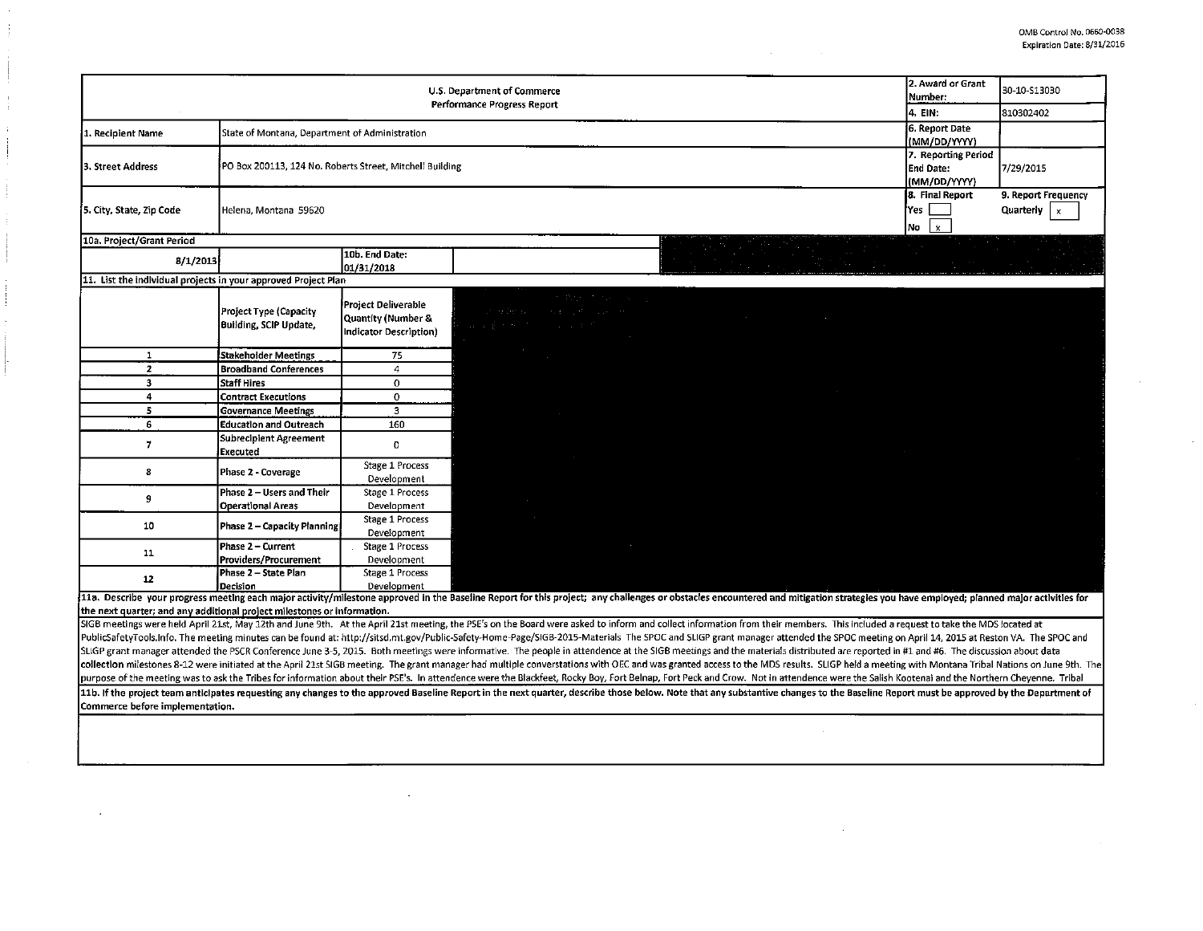OMB Control No. 0660-0038
Expiration Date: 8/31/2016

| U.S. Department of Commerce<br>Performance Progress Report | | 2. Award or Grant Number: | 30-10-S13030 |
|---|---|---|---|
| | | 4. EIN: | 810302402 |
| 1. Recipient Name | State of Montana, Department of Administration | 6. Report Date (MM/DD/YYYY) | |
| 3. Street Address | PO Box 200113, 124 No. Roberts Street, Mitchell Building | 7. Reporting Period End Date: (MM/DD/YYYY) | 7/29/2015 |
| 5. City, State, Zip Code | Helena, Montana 59620 | 8. Final Report<br>Yes [ ]<br>No [x] | 9. Report Frequency<br>Quarterly [x] |

**10a. Project/Grant Period**

| Start Date | 10b. End Date: |
|---|---|
| 8/1/2013 | 01/31/2018 |

**11. List the individual projects in your approved Project Plan**

| | Project Type (Capacity Building, SCIP Update, | Project Deliverable Quantity (Number & Indicator Description) |
|---|---|---|
| 1 | Stakeholder Meetings | 75 |
| 2 | Broadband Conferences | 4 |
| 3 | Staff Hires | 0 |
| 4 | Contract Executions | 0 |
| 5 | Governance Meetings | 3 |
| 6 | Education and Outreach | 160 |
| 7 | Subrecipient Agreement Executed | 0 |
| 8 | Phase 2 - Coverage | Stage 1 Process Development |
| 9 | Phase 2 – Users and Their Operational Areas | Stage 1 Process Development |
| 10 | Phase 2 – Capacity Planning | Stage 1 Process Development |
| 11 | Phase 2 – Current Providers/Procurement | Stage 1 Process Development |
| 12 | Phase 2 – State Plan Decision | Stage 1 Process Development |

**11a. Describe your progress meeting each major activity/milestone approved in the Baseline Report for this project; any challenges or obstacles encountered and mitigation strategies you have employed; planned major activities for the next quarter; and any additional project milestones or information.**

SIGB meetings were held April 21st, May 12th and June 9th. At the April 21st meeting, the PSE's on the Board were asked to inform and collect information from their members. This included a request to take the MDS located at PublicSafetyTools.info. The meeting minutes can be found at: http://sitsd.mt.gov/Public-Safety-Home-Page/SIGB-2015-Materials The SPOC and SLIGP grant manager attended the SPOC meeting on April 14, 2015 at Reston VA. The SPOC and SLIGP grant manager attended the PSCR Conference June 3-5, 2015. Both meetings were informative. The people in attendence at the SIGB meetings and the materials distributed are reported in #1 and #6. The discussion about data collection milestones 8-12 were initiated at the April 21st SIGB meeting. The grant manager had multiple converstations with OEC and was granted access to the MDS results. SLIGP held a meeting with Montana Tribal Nations on June 9th. The purpose of the meeting was to ask the Tribes for information about their PSE's. In attendence were the Blackfeet, Rocky Boy, Fort Belnap, Fort Peck and Crow. Not in attendence were the Salish Kootenai and the Northern Cheyenne. Tribal

**11b. If the project team anticipates requesting any changes to the approved Baseline Report in the next quarter, describe those below. Note that any substantive changes to the Baseline Report must be approved by the Department of Commerce before implementation.**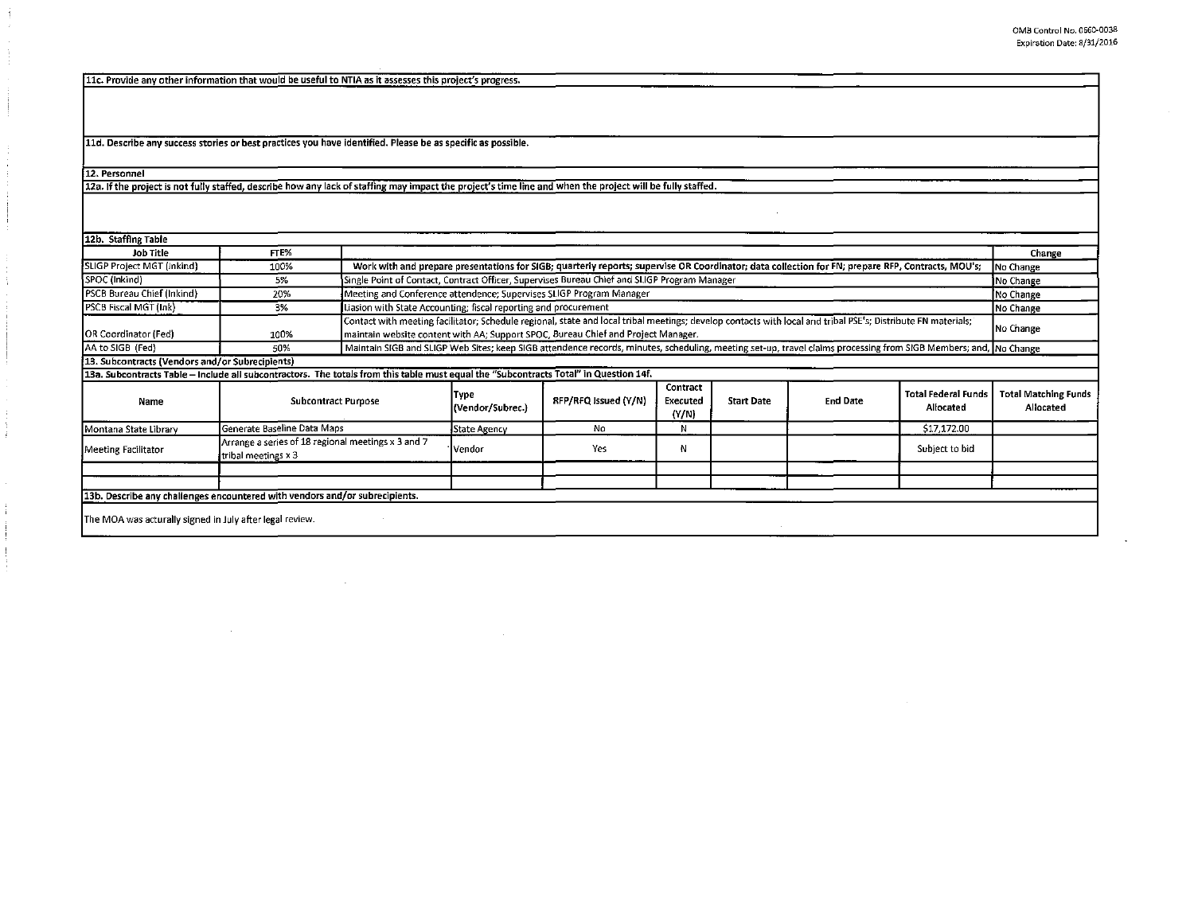**11c. Provide any other information that would be useful to NTIA as it assesses this project's progress.**

**11d. Describe any success stories or best practices you have identified. Please be as specific as possible.**

**12. Personnel**

**12a. If the project is not fully staffed, describe how any lack of staffing may impact the project's time line and when the project will be fully staffed.**

**12b. Staffing Table**

| Job Title | FTE% | | Change |
|---|---|---|---|
| SLIGP Project MGT (Inkind) | 100% | Work with and prepare presentations for SIGB; quarterly reports; supervise OR Coordinator; data collection for FN; prepare RFP, Contracts, MOU's; | No Change |
| SPOC (Inkind) | 5% | Single Point of Contact, Contract Officer, Supervises Bureau Chief and SLIGP Program Manager | No Change |
| PSCB Bureau Chief (Inkind) | 20% | Meeting and Conference attendence; Supervises SLIGP Program Manager | No Change |
| PSCB Fiscal MGT (Ink) | 3% | Liasion with State Accounting; fiscal reporting and procurement | No Change |
| OR Coordinator (Fed) | 100% | Contact with meeting facilitator; Schedule regional, state and local tribal meetings; develop contacts with local and tribal PSE's; Distribute FN materials; maintain website content with AA; Support SPOC, Bureau Chief and Project Manager. | No Change |
| AA to SIGB (Fed) | 50% | Maintain SIGB and SLIGP Web Sites; keep SIGB attendence records, minutes, scheduling, meeting set-up, travel claims processing from SIGB Members; and, | No Change |

**13. Subcontracts (Vendors and/or Subrecipients)**

**13a. Subcontracts Table – Include all subcontractors. The totals from this table must equal the "Subcontracts Total" in Question 14f.**

| Name | Subcontract Purpose | Type (Vendor/Subrec.) | RFP/RFQ Issued (Y/N) | Contract Executed (Y/N) | Start Date | End Date | Total Federal Funds Allocated | Total Matching Funds Allocated |
|---|---|---|---|---|---|---|---|---|
| Montana State Library | Generate Baseline Data Maps | State Agency | No | N | | | $17,172.00 | |
| Meeting Facilitator | Arrange a series of 18 regional meetings x 3 and 7 tribal meetings x 3 | Vendor | Yes | N | | | Subject to bid | |
| | | | | | | | | |
| | | | | | | | | |

**13b. Describe any challenges encountered with vendors and/or subrecipients.**

The MOA was acturally signed in July after legal review.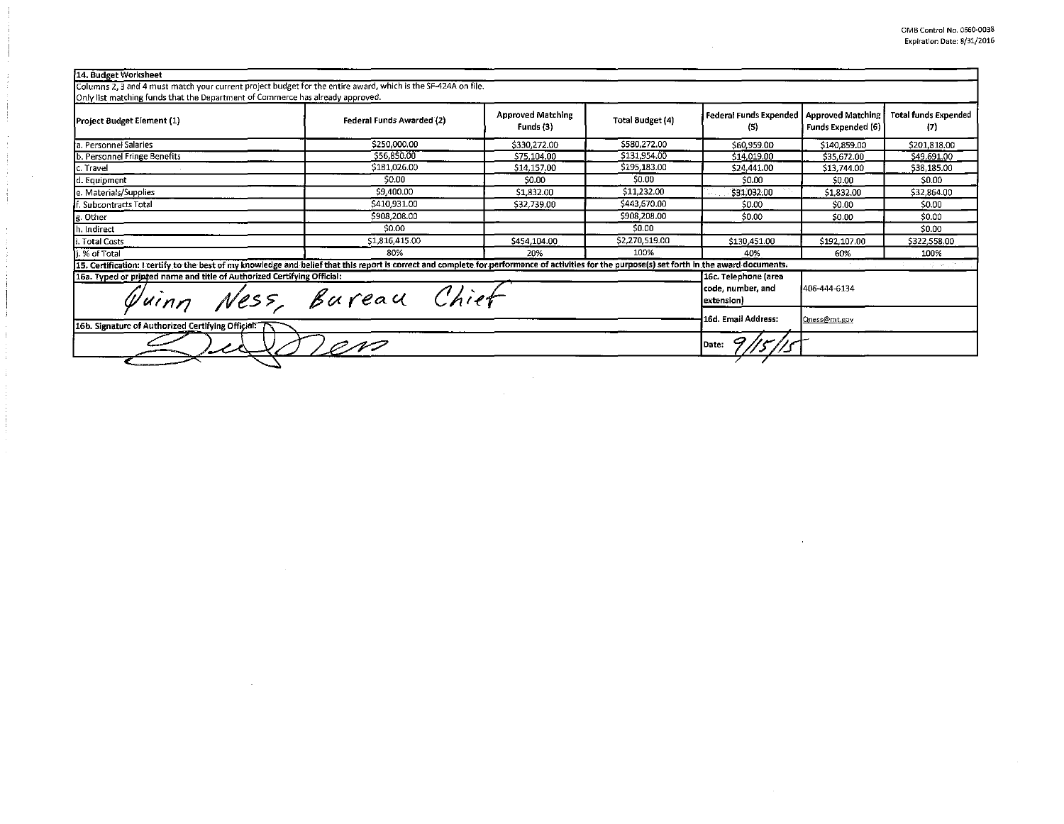OMB Control No. 0660-0038
Expiration Date: 8/31/2016

**14. Budget Worksheet**

Columns 2, 3 and 4 must match your current project budget for the entire award, which is the SF-424A on file.
Only list matching funds that the Department of Commerce has already approved.

| Project Budget Element (1) | Federal Funds Awarded (2) | Approved Matching Funds (3) | Total Budget (4) | Federal Funds Expended (5) | Approved Matching Funds Expended (6) | Total funds Expended (7) |
|---|---|---|---|---|---|---|
| a. Personnel Salaries | $250,000.00 | $330,272.00 | $580,272.00 | $60,959.00 | $140,859.00 | $201,818.00 |
| b. Personnel Fringe Benefits | $56,850.00 | $75,104.00 | $131,954.00 | $14,019.00 | $35,672.00 | $49,691.00 |
| c. Travel | $181,026.00 | $14,157.00 | $195,183.00 | $24,441.00 | $13,744.00 | $38,185.00 |
| d. Equipment | $0.00 | $0.00 | $0.00 | $0.00 | $0.00 | $0.00 |
| e. Materials/Supplies | $9,400.00 | $1,832.00 | $11,232.00 | $31,032.00 | $1,832.00 | $32,864.00 |
| f. Subcontracts Total | $410,931.00 | $32,739.00 | $443,670.00 | $0.00 | $0.00 | $0.00 |
| g. Other | $908,208.00 | | $908,208.00 | $0.00 | $0.00 | $0.00 |
| h. Indirect | $0.00 | | $0.00 | | | $0.00 |
| i. Total Costs | $1,816,415.00 | $454,104.00 | $2,270,519.00 | $130,451.00 | $192,107.00 | $322,558.00 |
| j. % of Total | 80% | 20% | 100% | 40% | 60% | 100% |

**15. Certification:** I certify to the best of my knowledge and belief that this report is correct and complete for performance of activities for the purpose(s) set forth in the award documents.

| | |
|---|---|
| **16a. Typed or printed name and title of Authorized Certifying Official:** Quinn Ness, Bureau Chief | **16c. Telephone (area code, number, and extension)** 406-444-6134 |
| | **16d. Email Address:** Qness@mt.gov |
| **16b. Signature of Authorized Certifying Official:** [signature] | **Date:** 9/15/15 |